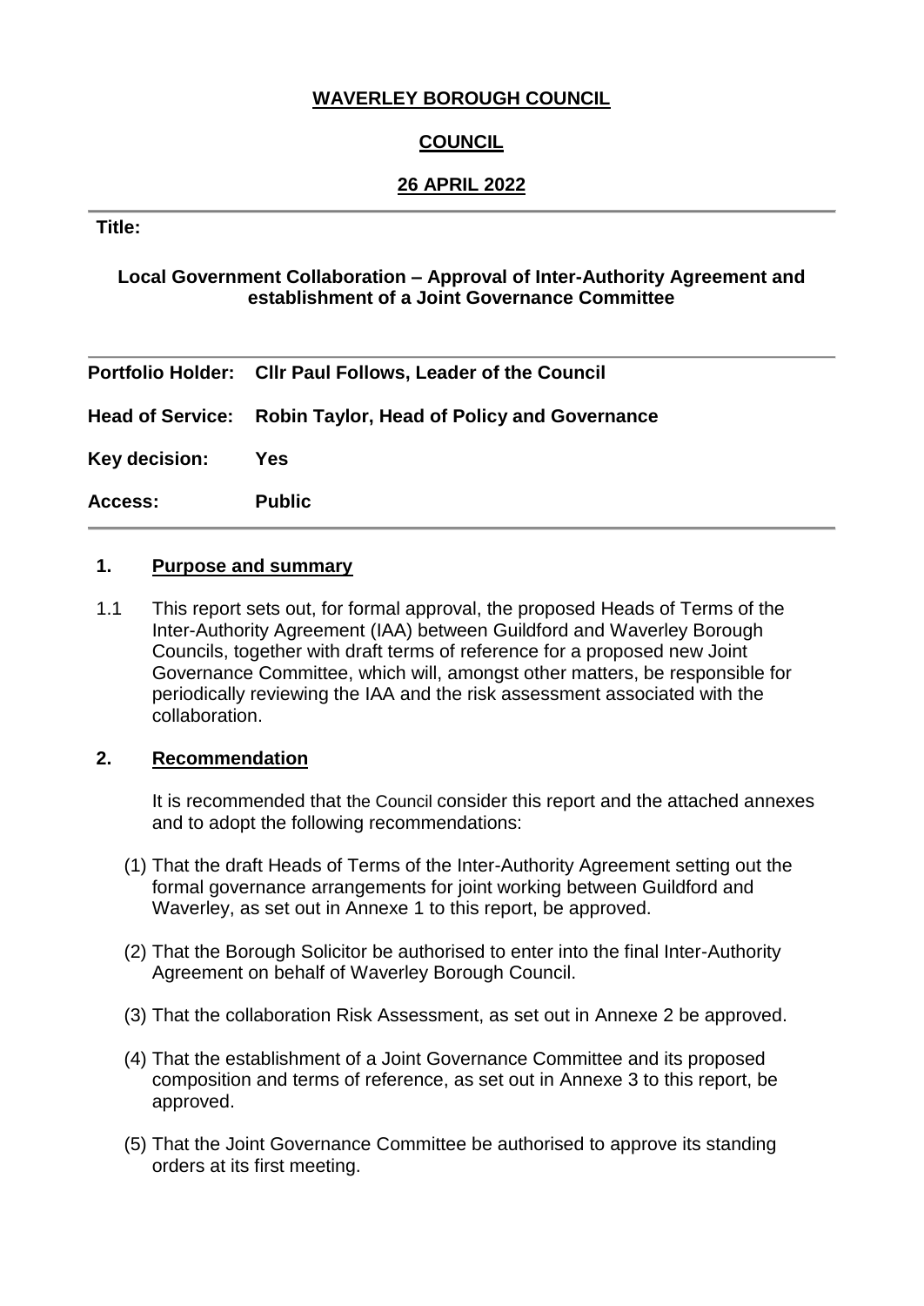**WAVERLEY BOROUGH COUNCIL**

**COUNCIL**

**26 APRIL 2022**

**Title:**

**Local Government Collaboration – Approval of Inter-Authority Agreement and establishment of a Joint Governance Committee**

| | |
|---|---|
| **Portfolio Holder:** | **Cllr Paul Follows, Leader of the Council** |
| **Head of Service:** | **Robin Taylor, Head of Policy and Governance** |
| **Key decision:** | **Yes** |
| **Access:** | **Public** |

## 1. Purpose and summary

1.1 This report sets out, for formal approval, the proposed Heads of Terms of the Inter-Authority Agreement (IAA) between Guildford and Waverley Borough Councils, together with draft terms of reference for a proposed new Joint Governance Committee, which will, amongst other matters, be responsible for periodically reviewing the IAA and the risk assessment associated with the collaboration.

## 2. Recommendation

It is recommended that the Council consider this report and the attached annexes and to adopt the following recommendations:

(1) That the draft Heads of Terms of the Inter-Authority Agreement setting out the formal governance arrangements for joint working between Guildford and Waverley, as set out in Annexe 1 to this report, be approved.

(2) That the Borough Solicitor be authorised to enter into the final Inter-Authority Agreement on behalf of Waverley Borough Council.

(3) That the collaboration Risk Assessment, as set out in Annexe 2 be approved.

(4) That the establishment of a Joint Governance Committee and its proposed composition and terms of reference, as set out in Annexe 3 to this report, be approved.

(5) That the Joint Governance Committee be authorised to approve its standing orders at its first meeting.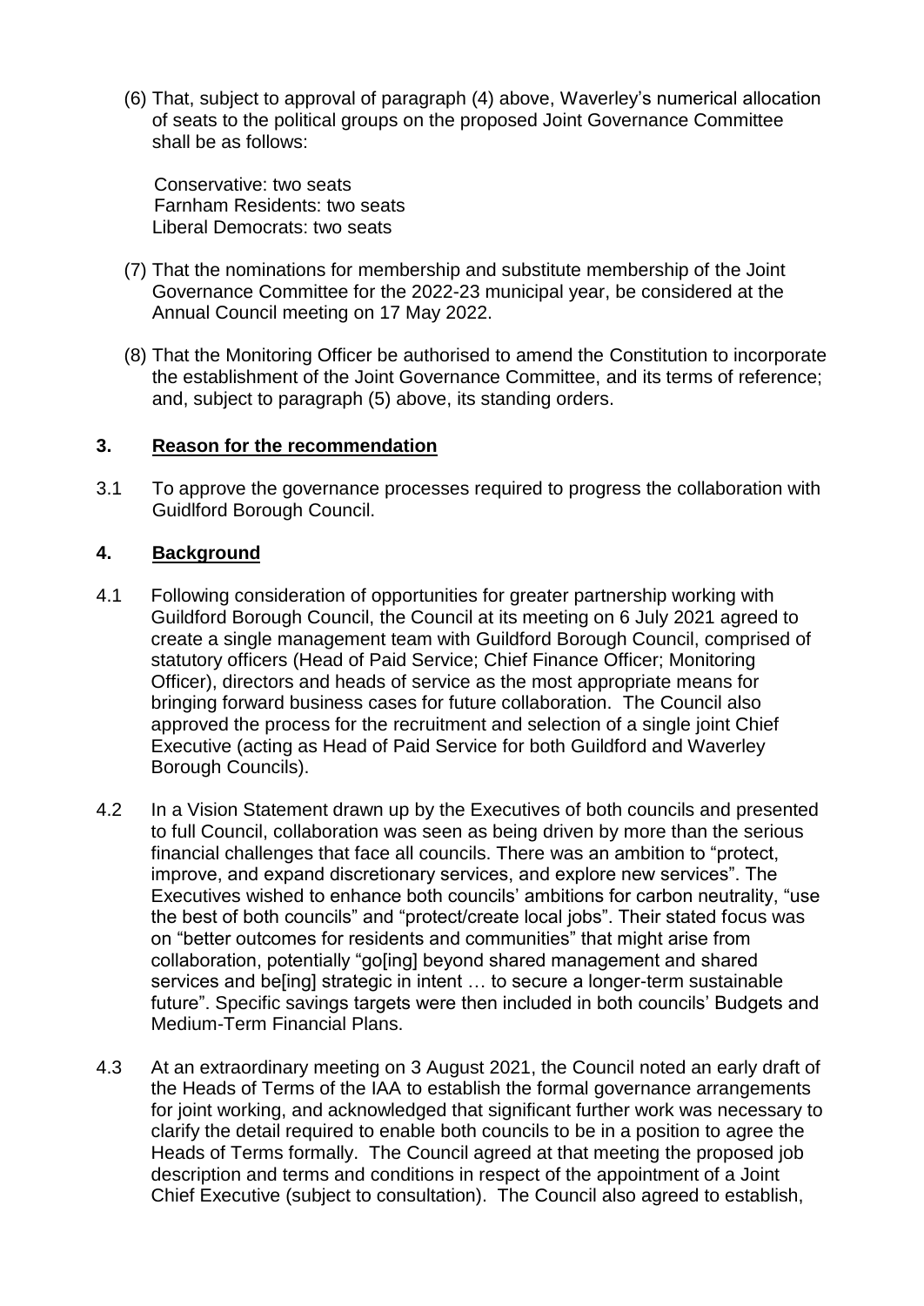(6) That, subject to approval of paragraph (4) above, Waverley's numerical allocation of seats to the political groups on the proposed Joint Governance Committee shall be as follows:

Conservative: two seats
Farnham Residents: two seats
Liberal Democrats: two seats

(7) That the nominations for membership and substitute membership of the Joint Governance Committee for the 2022-23 municipal year, be considered at the Annual Council meeting on 17 May 2022.

(8) That the Monitoring Officer be authorised to amend the Constitution to incorporate the establishment of the Joint Governance Committee, and its terms of reference; and, subject to paragraph (5) above, its standing orders.

## 3. Reason for the recommendation

3.1 To approve the governance processes required to progress the collaboration with Guidlford Borough Council.

## 4. Background

4.1 Following consideration of opportunities for greater partnership working with Guildford Borough Council, the Council at its meeting on 6 July 2021 agreed to create a single management team with Guildford Borough Council, comprised of statutory officers (Head of Paid Service; Chief Finance Officer; Monitoring Officer), directors and heads of service as the most appropriate means for bringing forward business cases for future collaboration. The Council also approved the process for the recruitment and selection of a single joint Chief Executive (acting as Head of Paid Service for both Guildford and Waverley Borough Councils).

4.2 In a Vision Statement drawn up by the Executives of both councils and presented to full Council, collaboration was seen as being driven by more than the serious financial challenges that face all councils. There was an ambition to "protect, improve, and expand discretionary services, and explore new services". The Executives wished to enhance both councils' ambitions for carbon neutrality, "use the best of both councils" and "protect/create local jobs". Their stated focus was on "better outcomes for residents and communities" that might arise from collaboration, potentially "go[ing] beyond shared management and shared services and be[ing] strategic in intent … to secure a longer-term sustainable future". Specific savings targets were then included in both councils' Budgets and Medium-Term Financial Plans.

4.3 At an extraordinary meeting on 3 August 2021, the Council noted an early draft of the Heads of Terms of the IAA to establish the formal governance arrangements for joint working, and acknowledged that significant further work was necessary to clarify the detail required to enable both councils to be in a position to agree the Heads of Terms formally. The Council agreed at that meeting the proposed job description and terms and conditions in respect of the appointment of a Joint Chief Executive (subject to consultation). The Council also agreed to establish,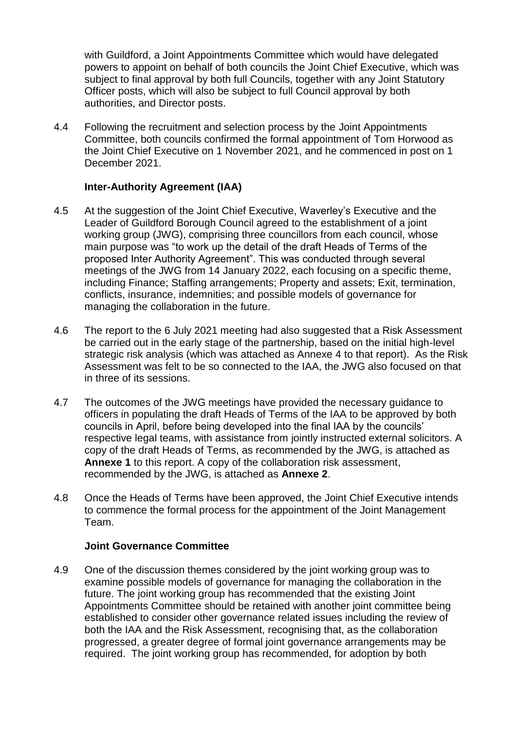with Guildford, a Joint Appointments Committee which would have delegated powers to appoint on behalf of both councils the Joint Chief Executive, which was subject to final approval by both full Councils, together with any Joint Statutory Officer posts, which will also be subject to full Council approval by both authorities, and Director posts.

4.4 Following the recruitment and selection process by the Joint Appointments Committee, both councils confirmed the formal appointment of Tom Horwood as the Joint Chief Executive on 1 November 2021, and he commenced in post on 1 December 2021.

**Inter-Authority Agreement (IAA)**

4.5 At the suggestion of the Joint Chief Executive, Waverley's Executive and the Leader of Guildford Borough Council agreed to the establishment of a joint working group (JWG), comprising three councillors from each council, whose main purpose was "to work up the detail of the draft Heads of Terms of the proposed Inter Authority Agreement". This was conducted through several meetings of the JWG from 14 January 2022, each focusing on a specific theme, including Finance; Staffing arrangements; Property and assets; Exit, termination, conflicts, insurance, indemnities; and possible models of governance for managing the collaboration in the future.

4.6 The report to the 6 July 2021 meeting had also suggested that a Risk Assessment be carried out in the early stage of the partnership, based on the initial high-level strategic risk analysis (which was attached as Annexe 4 to that report). As the Risk Assessment was felt to be so connected to the IAA, the JWG also focused on that in three of its sessions.

4.7 The outcomes of the JWG meetings have provided the necessary guidance to officers in populating the draft Heads of Terms of the IAA to be approved by both councils in April, before being developed into the final IAA by the councils' respective legal teams, with assistance from jointly instructed external solicitors. A copy of the draft Heads of Terms, as recommended by the JWG, is attached as **Annexe 1** to this report. A copy of the collaboration risk assessment, recommended by the JWG, is attached as **Annexe 2**.

4.8 Once the Heads of Terms have been approved, the Joint Chief Executive intends to commence the formal process for the appointment of the Joint Management Team.

**Joint Governance Committee**

4.9 One of the discussion themes considered by the joint working group was to examine possible models of governance for managing the collaboration in the future. The joint working group has recommended that the existing Joint Appointments Committee should be retained with another joint committee being established to consider other governance related issues including the review of both the IAA and the Risk Assessment, recognising that, as the collaboration progressed, a greater degree of formal joint governance arrangements may be required. The joint working group has recommended, for adoption by both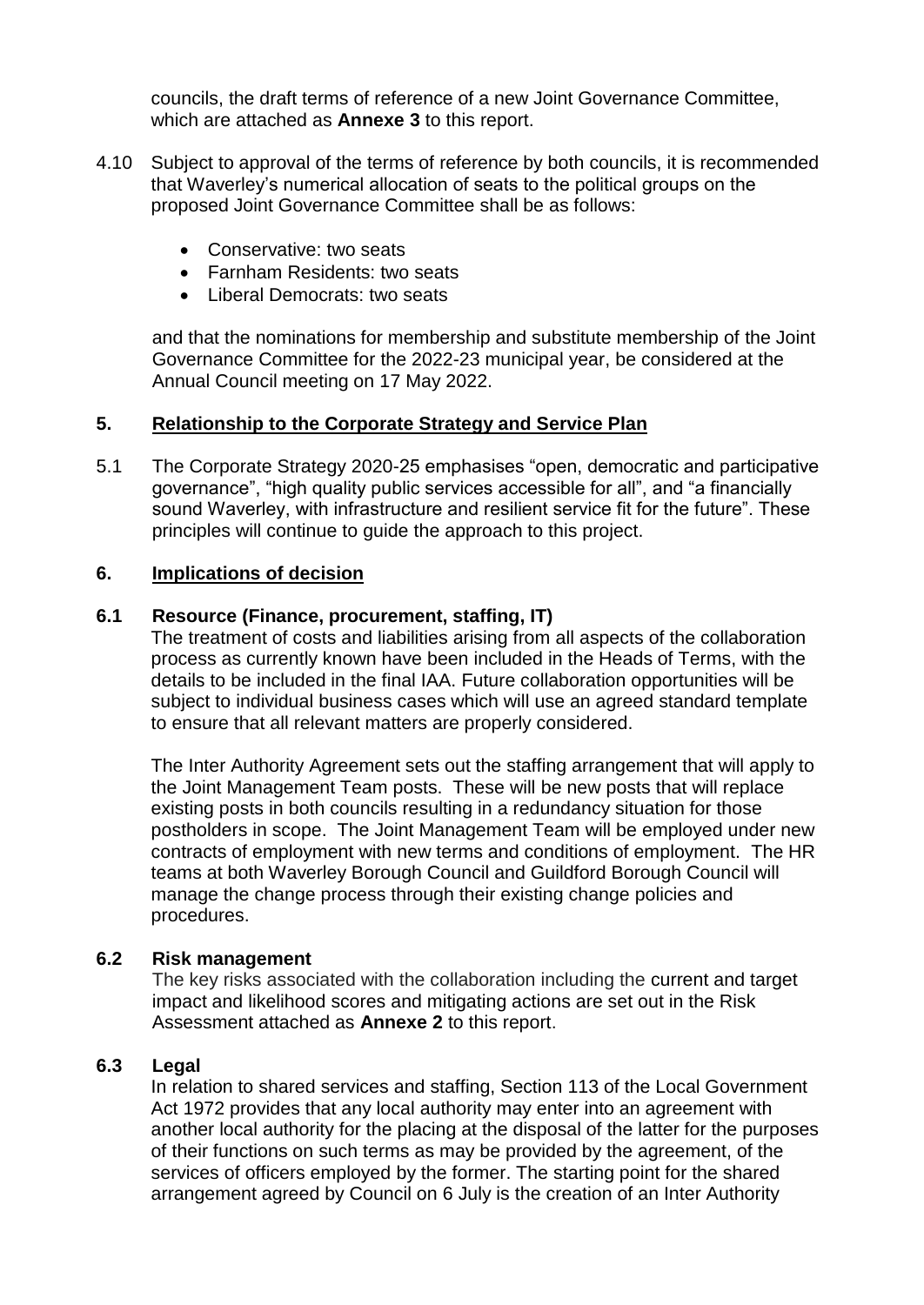councils, the draft terms of reference of a new Joint Governance Committee, which are attached as **Annexe 3** to this report.

4.10 Subject to approval of the terms of reference by both councils, it is recommended that Waverley's numerical allocation of seats to the political groups on the proposed Joint Governance Committee shall be as follows:

- Conservative: two seats
- Farnham Residents: two seats
- Liberal Democrats: two seats

and that the nominations for membership and substitute membership of the Joint Governance Committee for the 2022-23 municipal year, be considered at the Annual Council meeting on 17 May 2022.

## 5. Relationship to the Corporate Strategy and Service Plan

5.1 The Corporate Strategy 2020-25 emphasises "open, democratic and participative governance", "high quality public services accessible for all", and "a financially sound Waverley, with infrastructure and resilient service fit for the future". These principles will continue to guide the approach to this project.

## 6. Implications of decision

### 6.1 Resource (Finance, procurement, staffing, IT)

The treatment of costs and liabilities arising from all aspects of the collaboration process as currently known have been included in the Heads of Terms, with the details to be included in the final IAA. Future collaboration opportunities will be subject to individual business cases which will use an agreed standard template to ensure that all relevant matters are properly considered.

The Inter Authority Agreement sets out the staffing arrangement that will apply to the Joint Management Team posts. These will be new posts that will replace existing posts in both councils resulting in a redundancy situation for those postholders in scope. The Joint Management Team will be employed under new contracts of employment with new terms and conditions of employment. The HR teams at both Waverley Borough Council and Guildford Borough Council will manage the change process through their existing change policies and procedures.

### 6.2 Risk management

The key risks associated with the collaboration including the current and target impact and likelihood scores and mitigating actions are set out in the Risk Assessment attached as **Annexe 2** to this report.

### 6.3 Legal

In relation to shared services and staffing, Section 113 of the Local Government Act 1972 provides that any local authority may enter into an agreement with another local authority for the placing at the disposal of the latter for the purposes of their functions on such terms as may be provided by the agreement, of the services of officers employed by the former. The starting point for the shared arrangement agreed by Council on 6 July is the creation of an Inter Authority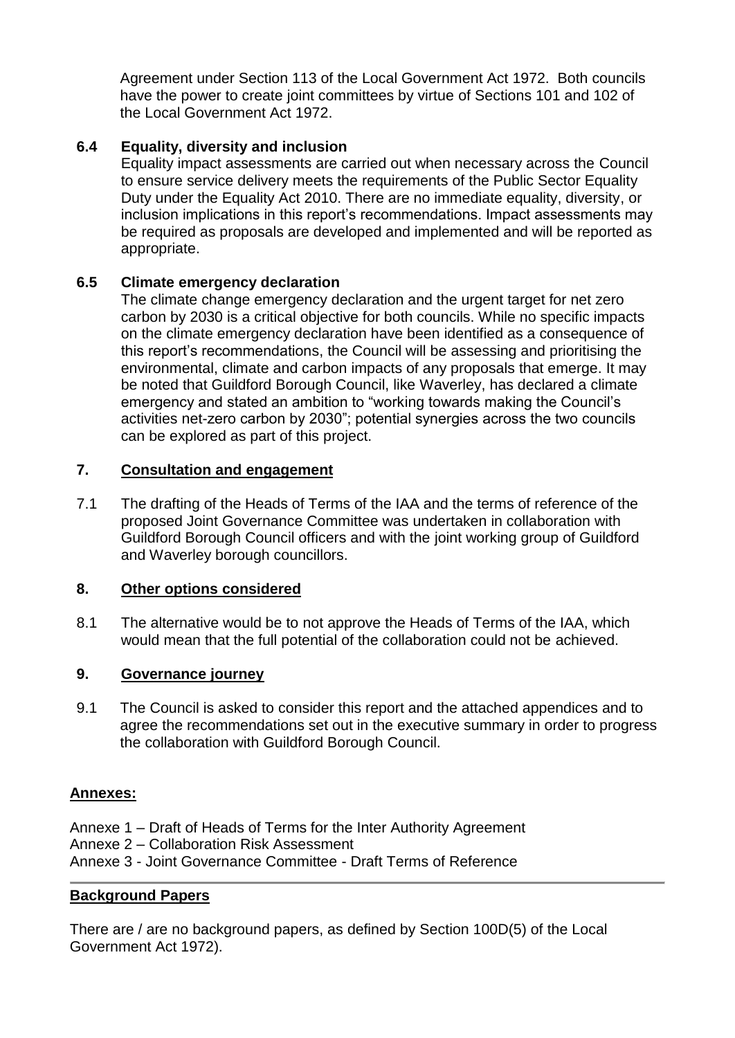Agreement under Section 113 of the Local Government Act 1972. Both councils have the power to create joint committees by virtue of Sections 101 and 102 of the Local Government Act 1972.

### 6.4 Equality, diversity and inclusion

Equality impact assessments are carried out when necessary across the Council to ensure service delivery meets the requirements of the Public Sector Equality Duty under the Equality Act 2010. There are no immediate equality, diversity, or inclusion implications in this report's recommendations. Impact assessments may be required as proposals are developed and implemented and will be reported as appropriate.

### 6.5 Climate emergency declaration

The climate change emergency declaration and the urgent target for net zero carbon by 2030 is a critical objective for both councils. While no specific impacts on the climate emergency declaration have been identified as a consequence of this report's recommendations, the Council will be assessing and prioritising the environmental, climate and carbon impacts of any proposals that emerge. It may be noted that Guildford Borough Council, like Waverley, has declared a climate emergency and stated an ambition to "working towards making the Council's activities net-zero carbon by 2030"; potential synergies across the two councils can be explored as part of this project.

## 7. Consultation and engagement

7.1 The drafting of the Heads of Terms of the IAA and the terms of reference of the proposed Joint Governance Committee was undertaken in collaboration with Guildford Borough Council officers and with the joint working group of Guildford and Waverley borough councillors.

## 8. Other options considered

8.1 The alternative would be to not approve the Heads of Terms of the IAA, which would mean that the full potential of the collaboration could not be achieved.

## 9. Governance journey

9.1 The Council is asked to consider this report and the attached appendices and to agree the recommendations set out in the executive summary in order to progress the collaboration with Guildford Borough Council.

## Annexes:

Annexe 1 – Draft of Heads of Terms for the Inter Authority Agreement
Annexe 2 – Collaboration Risk Assessment
Annexe 3 - Joint Governance Committee - Draft Terms of Reference

## Background Papers

There are / are no background papers, as defined by Section 100D(5) of the Local Government Act 1972).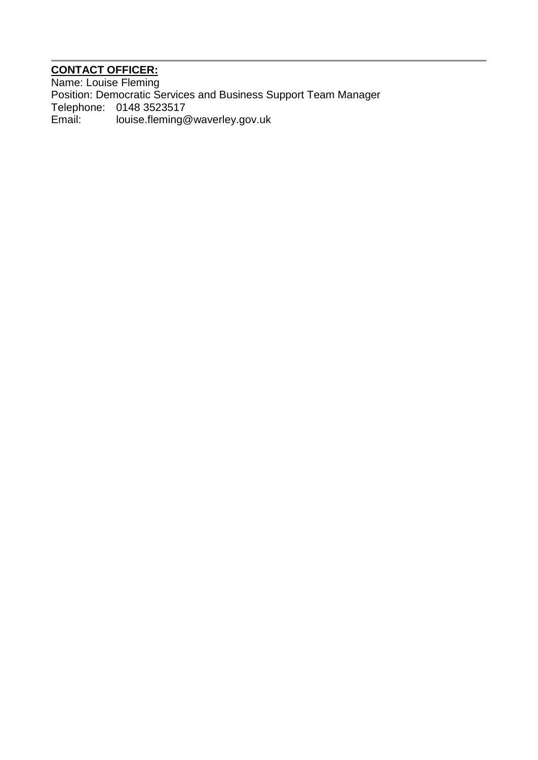---

**CONTACT OFFICER:**

Name: Louise Fleming
Position: Democratic Services and Business Support Team Manager
Telephone: 0148 3523517
Email: louise.fleming@waverley.gov.uk